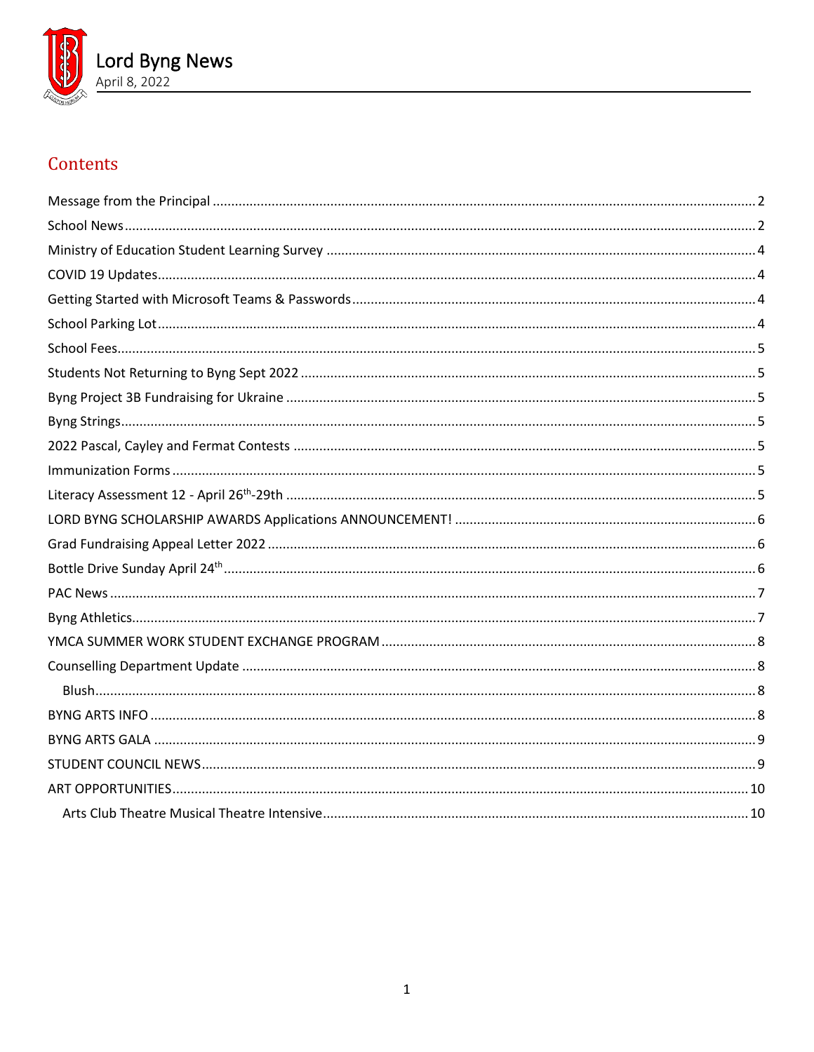# Lord Byng News

April 8, 2022

## Contents

Message from the Principal ... 2

School News ... 2

Ministry of Education Student Learning Survey ... 4

COVID 19 Updates ... 4

Getting Started with Microsoft Teams & Passwords ... 4

School Parking Lot ... 4

School Fees ... 5

Students Not Returning to Byng Sept 2022 ... 5

Byng Project 3B Fundraising for Ukraine ... 5

Byng Strings ... 5

2022 Pascal, Cayley and Fermat Contests ... 5

Immunization Forms ... 5

Literacy Assessment 12 - April 26th-29th ... 5

LORD BYNG SCHOLARSHIP AWARDS Applications ANNOUNCEMENT! ... 6

Grad Fundraising Appeal Letter 2022 ... 6

Bottle Drive Sunday April 24th ... 6

PAC News ... 7

Byng Athletics ... 7

YMCA SUMMER WORK STUDENT EXCHANGE PROGRAM ... 8

Counselling Department Update ... 8

- Blush ... 8

BYNG ARTS INFO ... 8

BYNG ARTS GALA ... 9

STUDENT COUNCIL NEWS ... 9

ART OPPORTUNITIES ... 10

- Arts Club Theatre Musical Theatre Intensive ... 10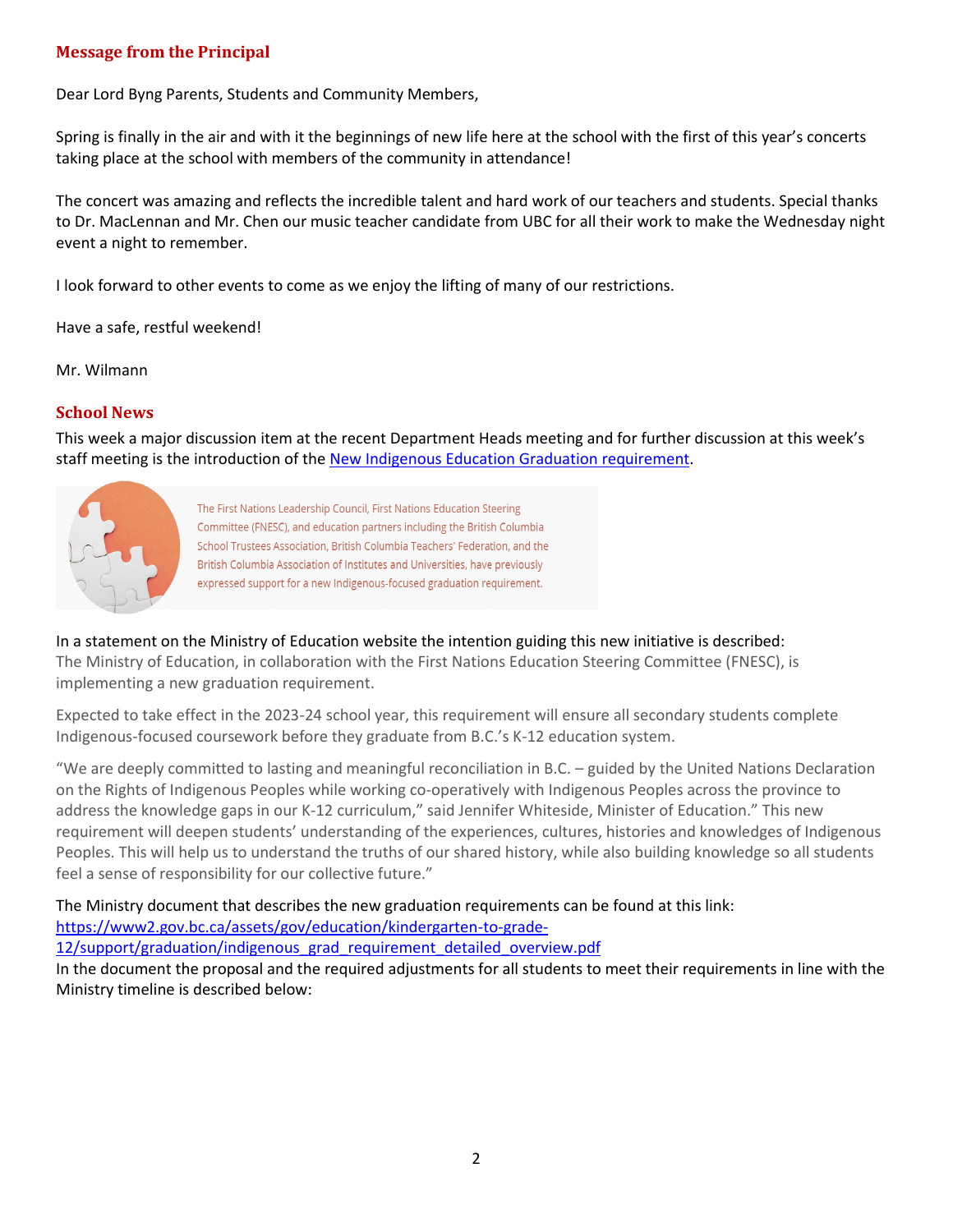## Message from the Principal

Dear Lord Byng Parents, Students and Community Members,

Spring is finally in the air and with it the beginnings of new life here at the school with the first of this year's concerts taking place at the school with members of the community in attendance!

The concert was amazing and reflects the incredible talent and hard work of our teachers and students. Special thanks to Dr. MacLennan and Mr. Chen our music teacher candidate from UBC for all their work to make the Wednesday night event a night to remember.

I look forward to other events to come as we enjoy the lifting of many of our restrictions.

Have a safe, restful weekend!

Mr. Wilmann

## School News

This week a major discussion item at the recent Department Heads meeting and for further discussion at this week's staff meeting is the introduction of the New Indigenous Education Graduation requirement.

The First Nations Leadership Council, First Nations Education Steering Committee (FNESC), and education partners including the British Columbia School Trustees Association, British Columbia Teachers' Federation, and the British Columbia Association of Institutes and Universities, have previously expressed support for a new Indigenous-focused graduation requirement.

In a statement on the Ministry of Education website the intention guiding this new initiative is described:
The Ministry of Education, in collaboration with the First Nations Education Steering Committee (FNESC), is implementing a new graduation requirement.

Expected to take effect in the 2023-24 school year, this requirement will ensure all secondary students complete Indigenous-focused coursework before they graduate from B.C.'s K-12 education system.

"We are deeply committed to lasting and meaningful reconciliation in B.C. – guided by the United Nations Declaration on the Rights of Indigenous Peoples while working co-operatively with Indigenous Peoples across the province to address the knowledge gaps in our K-12 curriculum," said Jennifer Whiteside, Minister of Education." This new requirement will deepen students' understanding of the experiences, cultures, histories and knowledges of Indigenous Peoples. This will help us to understand the truths of our shared history, while also building knowledge so all students feel a sense of responsibility for our collective future."

The Ministry document that describes the new graduation requirements can be found at this link:
https://www2.gov.bc.ca/assets/gov/education/kindergarten-to-grade-12/support/graduation/indigenous_grad_requirement_detailed_overview.pdf
In the document the proposal and the required adjustments for all students to meet their requirements in line with the Ministry timeline is described below: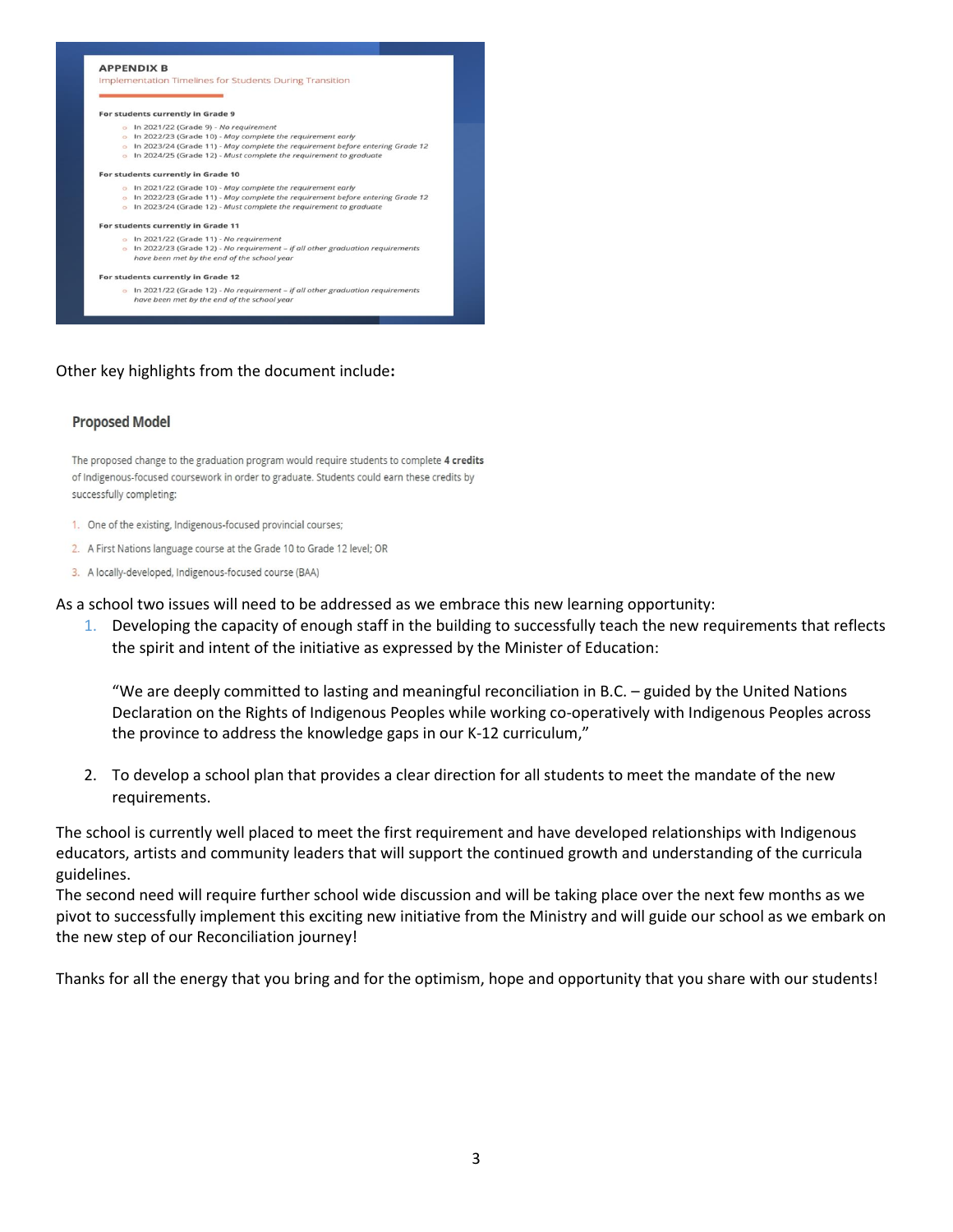**APPENDIX B**

Implementation Timelines for Students During Transition

**For students currently in Grade 9**

- In 2021/22 (Grade 9) - *No requirement*
- In 2022/23 (Grade 10) - *May complete the requirement early*
- In 2023/24 (Grade 11) - *May complete the requirement before entering Grade 12*
- In 2024/25 (Grade 12) - *Must complete the requirement to graduate*

**For students currently in Grade 10**

- In 2021/22 (Grade 10) - *May complete the requirement early*
- In 2022/23 (Grade 11) - *May complete the requirement before entering Grade 12*
- In 2023/24 (Grade 12) - *Must complete the requirement to graduate*

**For students currently in Grade 11**

- In 2021/22 (Grade 11) - *No requirement*
- In 2022/23 (Grade 12) - *No requirement – if all other graduation requirements have been met by the end of the school year*

**For students currently in Grade 12**

- In 2021/22 (Grade 12) - *No requirement – if all other graduation requirements have been met by the end of the school year*

Other key highlights from the document include**:**

### Proposed Model

The proposed change to the graduation program would require students to complete **4 credits** of Indigenous-focused coursework in order to graduate. Students could earn these credits by successfully completing:

1. One of the existing, Indigenous-focused provincial courses;
2. A First Nations language course at the Grade 10 to Grade 12 level; OR
3. A locally-developed, Indigenous-focused course (BAA)

As a school two issues will need to be addressed as we embrace this new learning opportunity:

1. Developing the capacity of enough staff in the building to successfully teach the new requirements that reflects the spirit and intent of the initiative as expressed by the Minister of Education:

   "We are deeply committed to lasting and meaningful reconciliation in B.C. – guided by the United Nations Declaration on the Rights of Indigenous Peoples while working co-operatively with Indigenous Peoples across the province to address the knowledge gaps in our K-12 curriculum,"

2. To develop a school plan that provides a clear direction for all students to meet the mandate of the new requirements.

The school is currently well placed to meet the first requirement and have developed relationships with Indigenous educators, artists and community leaders that will support the continued growth and understanding of the curricula guidelines.
The second need will require further school wide discussion and will be taking place over the next few months as we pivot to successfully implement this exciting new initiative from the Ministry and will guide our school as we embark on the new step of our Reconciliation journey!

Thanks for all the energy that you bring and for the optimism, hope and opportunity that you share with our students!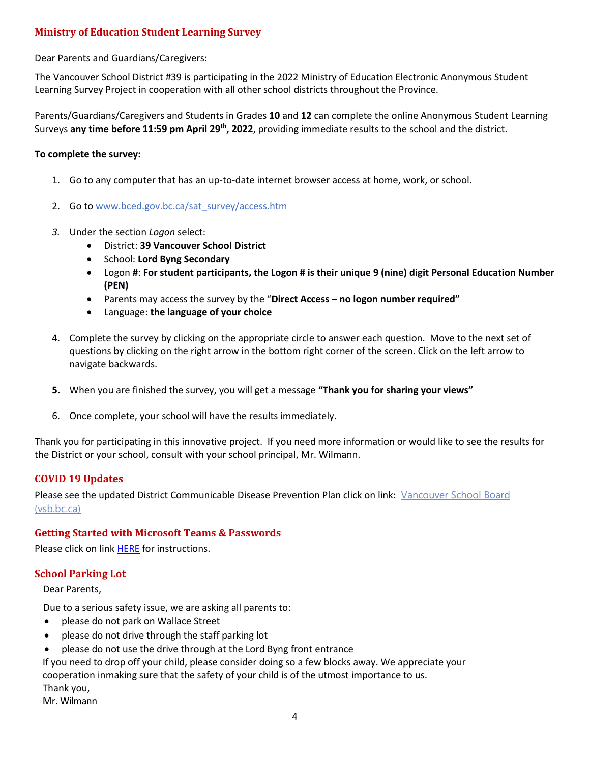## Ministry of Education Student Learning Survey

Dear Parents and Guardians/Caregivers:

The Vancouver School District #39 is participating in the 2022 Ministry of Education Electronic Anonymous Student Learning Survey Project in cooperation with all other school districts throughout the Province.

Parents/Guardians/Caregivers and Students in Grades **10** and **12** can complete the online Anonymous Student Learning Surveys **any time before 11:59 pm April 29th, 2022**, providing immediate results to the school and the district.

**To complete the survey:**

1. Go to any computer that has an up-to-date internet browser access at home, work, or school.

2. Go to [www.bced.gov.bc.ca/sat_survey/access.htm](www.bced.gov.bc.ca/sat_survey/access.htm)

3. Under the section *Logon* select:
   - District: **39 Vancouver School District**
   - School: **Lord Byng Secondary**
   - Logon **#**: **For student participants, the Logon # is their unique 9 (nine) digit Personal Education Number (PEN)**
   - Parents may access the survey by the "**Direct Access – no logon number required"**
   - Language: **the language of your choice**

4. Complete the survey by clicking on the appropriate circle to answer each question. Move to the next set of questions by clicking on the right arrow in the bottom right corner of the screen. Click on the left arrow to navigate backwards.

5. When you are finished the survey, you will get a message **"Thank you for sharing your views"**

6. Once complete, your school will have the results immediately.

Thank you for participating in this innovative project. If you need more information or would like to see the results for the District or your school, consult with your school principal, Mr. Wilmann.

## COVID 19 Updates

Please see the updated District Communicable Disease Prevention Plan click on link: [Vancouver School Board (vsb.bc.ca)](vsb.bc.ca)

## Getting Started with Microsoft Teams & Passwords

Please click on link HERE for instructions.

## School Parking Lot

Dear Parents,

Due to a serious safety issue, we are asking all parents to:

- please do not park on Wallace Street
- please do not drive through the staff parking lot
- please do not use the drive through at the Lord Byng front entrance

If you need to drop off your child, please consider doing so a few blocks away. We appreciate your cooperation inmaking sure that the safety of your child is of the utmost importance to us.

Thank you,

Mr. Wilmann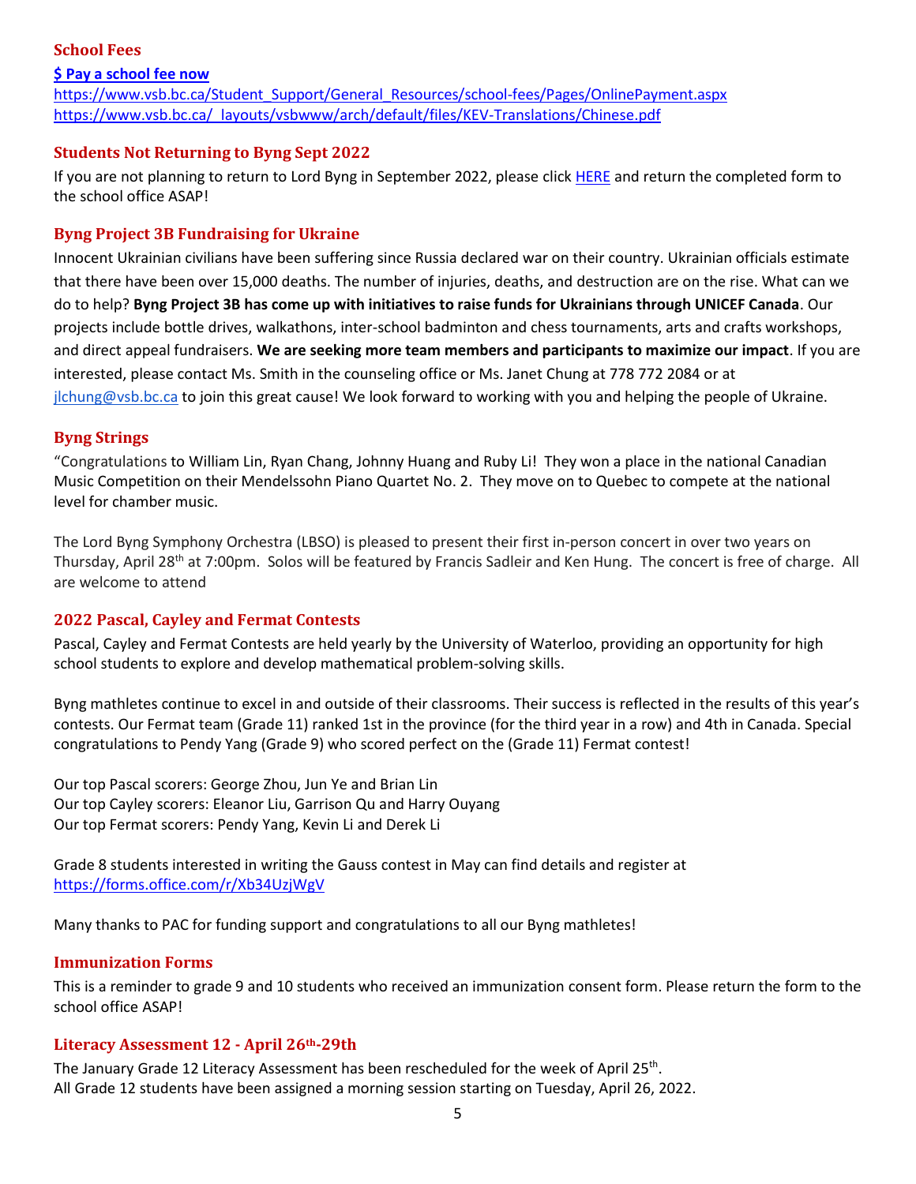## School Fees

**[$ Pay a school fee now](https://www.vsb.bc.ca/Student_Support/General_Resources/school-fees/Pages/OnlinePayment.aspx)**

https://www.vsb.bc.ca/Student_Support/General_Resources/school-fees/Pages/OnlinePayment.aspx
https://www.vsb.bc.ca/_layouts/vsbwww/arch/default/files/KEV-Translations/Chinese.pdf

## Students Not Returning to Byng Sept 2022

If you are not planning to return to Lord Byng in September 2022, please click HERE and return the completed form to the school office ASAP!

## Byng Project 3B Fundraising for Ukraine

Innocent Ukrainian civilians have been suffering since Russia declared war on their country. Ukrainian officials estimate that there have been over 15,000 deaths. The number of injuries, deaths, and destruction are on the rise. What can we do to help? **Byng Project 3B has come up with initiatives to raise funds for Ukrainians through UNICEF Canada**. Our projects include bottle drives, walkathons, inter-school badminton and chess tournaments, arts and crafts workshops, and direct appeal fundraisers. **We are seeking more team members and participants to maximize our impact**. If you are interested, please contact Ms. Smith in the counseling office or Ms. Janet Chung at 778 772 2084 or at jlchung@vsb.bc.ca to join this great cause! We look forward to working with you and helping the people of Ukraine.

## Byng Strings

"Congratulations to William Lin, Ryan Chang, Johnny Huang and Ruby Li! They won a place in the national Canadian Music Competition on their Mendelssohn Piano Quartet No. 2. They move on to Quebec to compete at the national level for chamber music.

The Lord Byng Symphony Orchestra (LBSO) is pleased to present their first in-person concert in over two years on Thursday, April 28th at 7:00pm. Solos will be featured by Francis Sadleir and Ken Hung. The concert is free of charge. All are welcome to attend

## 2022 Pascal, Cayley and Fermat Contests

Pascal, Cayley and Fermat Contests are held yearly by the University of Waterloo, providing an opportunity for high school students to explore and develop mathematical problem-solving skills.

Byng mathletes continue to excel in and outside of their classrooms. Their success is reflected in the results of this year's contests. Our Fermat team (Grade 11) ranked 1st in the province (for the third year in a row) and 4th in Canada. Special congratulations to Pendy Yang (Grade 9) who scored perfect on the (Grade 11) Fermat contest!

Our top Pascal scorers: George Zhou, Jun Ye and Brian Lin
Our top Cayley scorers: Eleanor Liu, Garrison Qu and Harry Ouyang
Our top Fermat scorers: Pendy Yang, Kevin Li and Derek Li

Grade 8 students interested in writing the Gauss contest in May can find details and register at https://forms.office.com/r/Xb34UzjWgV

Many thanks to PAC for funding support and congratulations to all our Byng mathletes!

## Immunization Forms

This is a reminder to grade 9 and 10 students who received an immunization consent form. Please return the form to the school office ASAP!

## Literacy Assessment 12 - April 26th-29th

The January Grade 12 Literacy Assessment has been rescheduled for the week of April 25th.
All Grade 12 students have been assigned a morning session starting on Tuesday, April 26, 2022.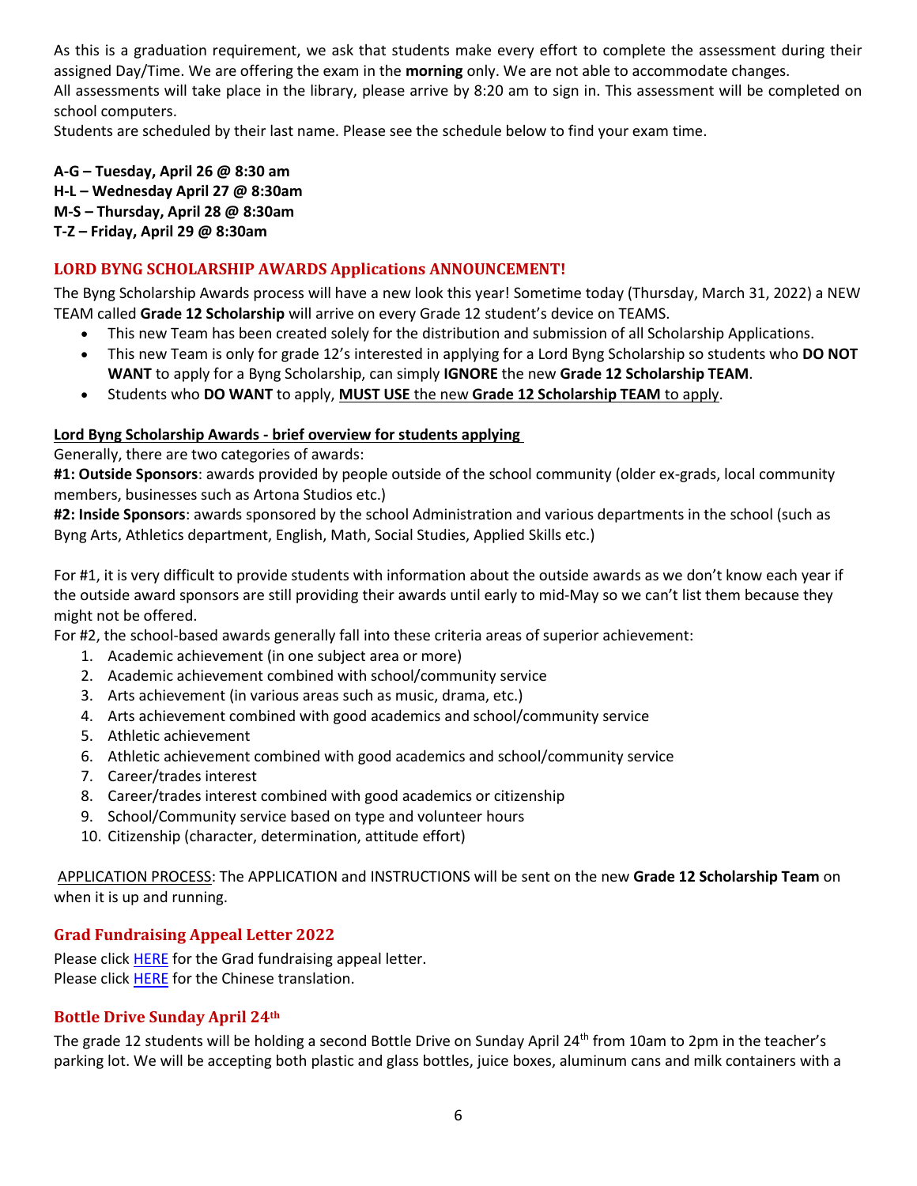As this is a graduation requirement, we ask that students make every effort to complete the assessment during their assigned Day/Time. We are offering the exam in the **morning** only. We are not able to accommodate changes.
All assessments will take place in the library, please arrive by 8:20 am to sign in. This assessment will be completed on school computers.
Students are scheduled by their last name. Please see the schedule below to find your exam time.

**A-G – Tuesday, April 26 @ 8:30 am**
**H-L – Wednesday April 27 @ 8:30am**
**M-S – Thursday, April 28 @ 8:30am**
**T-Z – Friday, April 29 @ 8:30am**

### LORD BYNG SCHOLARSHIP AWARDS Applications ANNOUNCEMENT!

The Byng Scholarship Awards process will have a new look this year! Sometime today (Thursday, March 31, 2022) a NEW TEAM called **Grade 12 Scholarship** will arrive on every Grade 12 student's device on TEAMS.

- This new Team has been created solely for the distribution and submission of all Scholarship Applications.
- This new Team is only for grade 12's interested in applying for a Lord Byng Scholarship so students who **DO NOT WANT** to apply for a Byng Scholarship, can simply **IGNORE** the new **Grade 12 Scholarship TEAM**.
- Students who **DO WANT** to apply, <u>**MUST USE** the new **Grade 12 Scholarship TEAM** to apply</u>.

<u>**Lord Byng Scholarship Awards - brief overview for students applying**</u>

Generally, there are two categories of awards:
**#1: Outside Sponsors**: awards provided by people outside of the school community (older ex-grads, local community members, businesses such as Artona Studios etc.)
**#2: Inside Sponsors**: awards sponsored by the school Administration and various departments in the school (such as Byng Arts, Athletics department, English, Math, Social Studies, Applied Skills etc.)

For #1, it is very difficult to provide students with information about the outside awards as we don't know each year if the outside award sponsors are still providing their awards until early to mid-May so we can't list them because they might not be offered.
For #2, the school-based awards generally fall into these criteria areas of superior achievement:

1. Academic achievement (in one subject area or more)
2. Academic achievement combined with school/community service
3. Arts achievement (in various areas such as music, drama, etc.)
4. Arts achievement combined with good academics and school/community service
5. Athletic achievement
6. Athletic achievement combined with good academics and school/community service
7. Career/trades interest
8. Career/trades interest combined with good academics or citizenship
9. School/Community service based on type and volunteer hours
10. Citizenship (character, determination, attitude effort)

<u>APPLICATION PROCESS</u>: The APPLICATION and INSTRUCTIONS will be sent on the new **Grade 12 Scholarship Team** on when it is up and running.

### Grad Fundraising Appeal Letter 2022

Please click HERE for the Grad fundraising appeal letter.
Please click HERE for the Chinese translation.

### Bottle Drive Sunday April 24th

The grade 12 students will be holding a second Bottle Drive on Sunday April 24th from 10am to 2pm in the teacher's parking lot. We will be accepting both plastic and glass bottles, juice boxes, aluminum cans and milk containers with a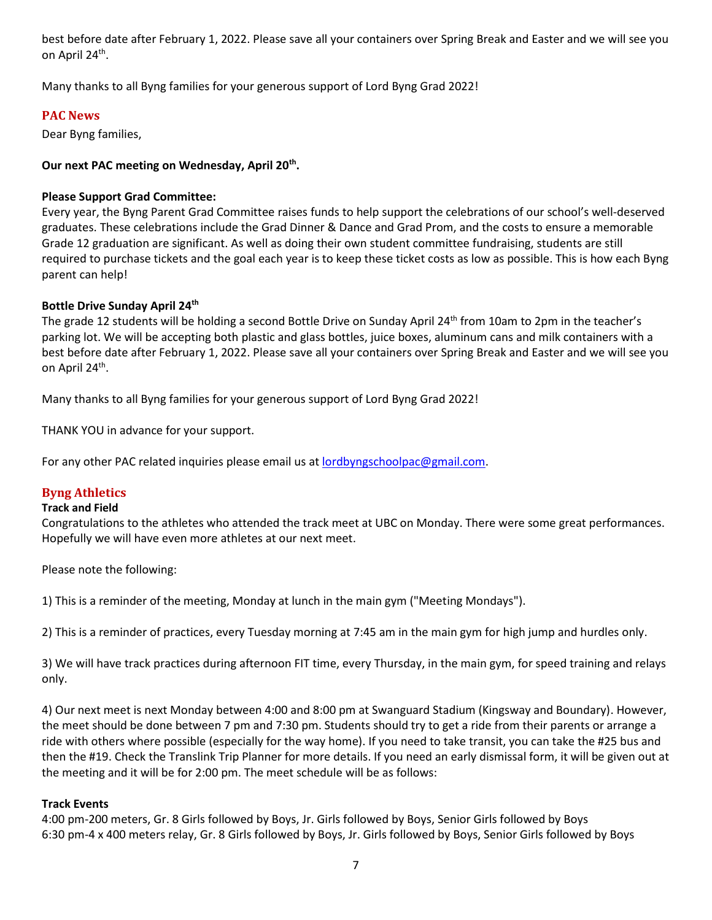best before date after February 1, 2022. Please save all your containers over Spring Break and Easter and we will see you on April 24th.

Many thanks to all Byng families for your generous support of Lord Byng Grad 2022!

## PAC News

Dear Byng families,

**Our next PAC meeting on Wednesday, April 20th.**

**Please Support Grad Committee:**

Every year, the Byng Parent Grad Committee raises funds to help support the celebrations of our school's well-deserved graduates. These celebrations include the Grad Dinner & Dance and Grad Prom, and the costs to ensure a memorable Grade 12 graduation are significant. As well as doing their own student committee fundraising, students are still required to purchase tickets and the goal each year is to keep these ticket costs as low as possible. This is how each Byng parent can help!

**Bottle Drive Sunday April 24th**

The grade 12 students will be holding a second Bottle Drive on Sunday April 24th from 10am to 2pm in the teacher's parking lot. We will be accepting both plastic and glass bottles, juice boxes, aluminum cans and milk containers with a best before date after February 1, 2022. Please save all your containers over Spring Break and Easter and we will see you on April 24th.

Many thanks to all Byng families for your generous support of Lord Byng Grad 2022!

THANK YOU in advance for your support.

For any other PAC related inquiries please email us at lordbyngschoolpac@gmail.com.

## Byng Athletics

**Track and Field**

Congratulations to the athletes who attended the track meet at UBC on Monday. There were some great performances. Hopefully we will have even more athletes at our next meet.

Please note the following:

1) This is a reminder of the meeting, Monday at lunch in the main gym ("Meeting Mondays").

2) This is a reminder of practices, every Tuesday morning at 7:45 am in the main gym for high jump and hurdles only.

3) We will have track practices during afternoon FIT time, every Thursday, in the main gym, for speed training and relays only.

4) Our next meet is next Monday between 4:00 and 8:00 pm at Swanguard Stadium (Kingsway and Boundary). However, the meet should be done between 7 pm and 7:30 pm. Students should try to get a ride from their parents or arrange a ride with others where possible (especially for the way home). If you need to take transit, you can take the #25 bus and then the #19. Check the Translink Trip Planner for more details. If you need an early dismissal form, it will be given out at the meeting and it will be for 2:00 pm. The meet schedule will be as follows:

**Track Events**

4:00 pm-200 meters, Gr. 8 Girls followed by Boys, Jr. Girls followed by Boys, Senior Girls followed by Boys
6:30 pm-4 x 400 meters relay, Gr. 8 Girls followed by Boys, Jr. Girls followed by Boys, Senior Girls followed by Boys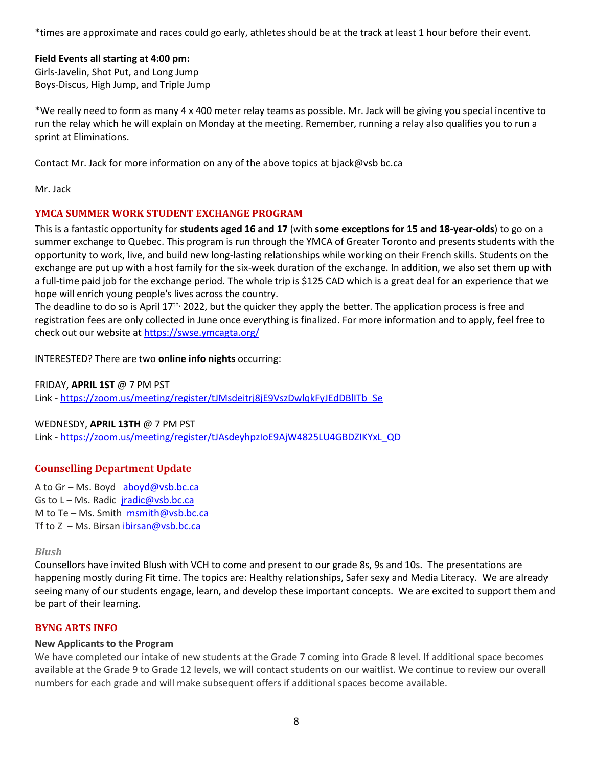*times are approximate and races could go early, athletes should be at the track at least 1 hour before their event.

**Field Events all starting at 4:00 pm:**
Girls-Javelin, Shot Put, and Long Jump
Boys-Discus, High Jump, and Triple Jump

*We really need to form as many 4 x 400 meter relay teams as possible. Mr. Jack will be giving you special incentive to run the relay which he will explain on Monday at the meeting. Remember, running a relay also qualifies you to run a sprint at Eliminations.

Contact Mr. Jack for more information on any of the above topics at bjack@vsb bc.ca

Mr. Jack

## YMCA SUMMER WORK STUDENT EXCHANGE PROGRAM

This is a fantastic opportunity for **students aged 16 and 17** (with **some exceptions for 15 and 18-year-olds**) to go on a summer exchange to Quebec. This program is run through the YMCA of Greater Toronto and presents students with the opportunity to work, live, and build new long-lasting relationships while working on their French skills. Students on the exchange are put up with a host family for the six-week duration of the exchange. In addition, we also set them up with a full-time paid job for the exchange period. The whole trip is $125 CAD which is a great deal for an experience that we hope will enrich young people's lives across the country.
The deadline to do so is April 17th, 2022, but the quicker they apply the better. The application process is free and registration fees are only collected in June once everything is finalized. For more information and to apply, feel free to check out our website at https://swse.ymcagta.org/

INTERESTED? There are two **online info nights** occurring:

FRIDAY, **APRIL 1ST** @ 7 PM PST
Link - https://zoom.us/meeting/register/tJMsdeitrj8jE9VszDwlqkFyJEdDBlITb_Se

WEDNESDY, **APRIL 13TH** @ 7 PM PST
Link - https://zoom.us/meeting/register/tJAsdeyhpzIoE9AjW4825LU4GBDZIKYxL_QD

## Counselling Department Update

A to Gr – Ms. Boyd aboyd@vsb.bc.ca
Gs to L – Ms. Radic jradic@vsb.bc.ca
M to Te – Ms. Smith msmith@vsb.bc.ca
Tf to Z – Ms. Birsan ibirsan@vsb.bc.ca

### *Blush*

Counsellors have invited Blush with VCH to come and present to our grade 8s, 9s and 10s. The presentations are happening mostly during Fit time. The topics are: Healthy relationships, Safer sexy and Media Literacy. We are already seeing many of our students engage, learn, and develop these important concepts. We are excited to support them and be part of their learning.

## BYNG ARTS INFO

**New Applicants to the Program**

We have completed our intake of new students at the Grade 7 coming into Grade 8 level. If additional space becomes available at the Grade 9 to Grade 12 levels, we will contact students on our waitlist. We continue to review our overall numbers for each grade and will make subsequent offers if additional spaces become available.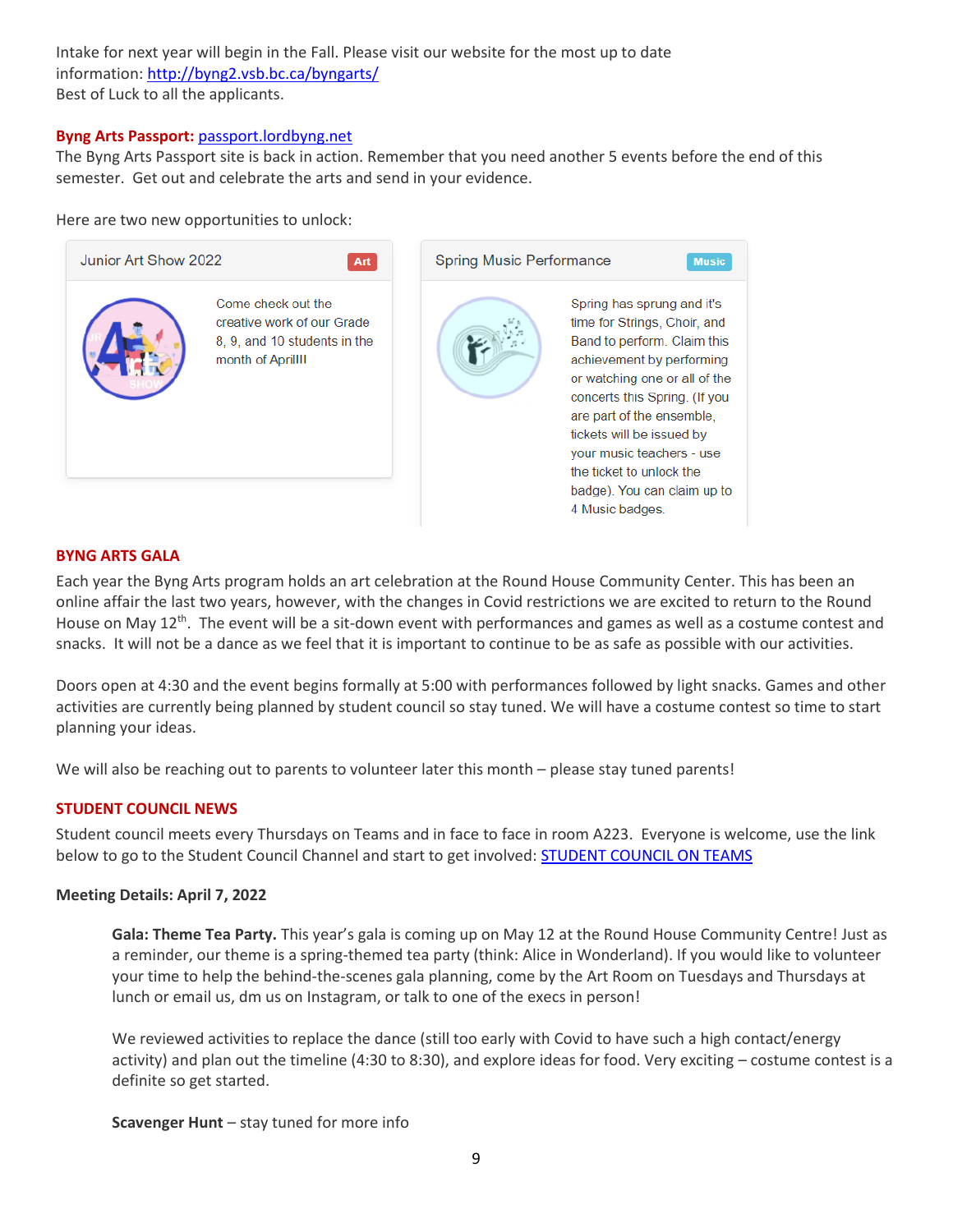Intake for next year will begin in the Fall. Please visit our website for the most up to date information: [http://byng2.vsb.bc.ca/byngarts/](http://byng2.vsb.bc.ca/byngarts/)
Best of Luck to all the applicants.

**Byng Arts Passport:** [passport.lordbyng.net](passport.lordbyng.net)
The Byng Arts Passport site is back in action. Remember that you need another 5 events before the end of this semester. Get out and celebrate the arts and send in your evidence.

Here are two new opportunities to unlock:

**Junior Art Show 2022** — Art

Come check out the creative work of our Grade 8, 9, and 10 students in the month of April!!!

**Spring Music Performance** — Music

Spring has sprung and it's time for Strings, Choir, and Band to perform. Claim this achievement by performing or watching one or all of the concerts this Spring. (If you are part of the ensemble, tickets will be issued by your music teachers - use the ticket to unlock the badge). You can claim up to 4 Music badges.

## BYNG ARTS GALA

Each year the Byng Arts program holds an art celebration at the Round House Community Center. This has been an online affair the last two years, however, with the changes in Covid restrictions we are excited to return to the Round House on May 12th. The event will be a sit-down event with performances and games as well as a costume contest and snacks. It will not be a dance as we feel that it is important to continue to be as safe as possible with our activities.

Doors open at 4:30 and the event begins formally at 5:00 with performances followed by light snacks. Games and other activities are currently being planned by student council so stay tuned. We will have a costume contest so time to start planning your ideas.

We will also be reaching out to parents to volunteer later this month – please stay tuned parents!

## STUDENT COUNCIL NEWS

Student council meets every Thursdays on Teams and in face to face in room A223. Everyone is welcome, use the link below to go to the Student Council Channel and start to get involved: [STUDENT COUNCIL ON TEAMS]()

**Meeting Details: April 7, 2022**

> **Gala: Theme Tea Party.** This year's gala is coming up on May 12 at the Round House Community Centre! Just as a reminder, our theme is a spring-themed tea party (think: Alice in Wonderland). If you would like to volunteer your time to help the behind-the-scenes gala planning, come by the Art Room on Tuesdays and Thursdays at lunch or email us, dm us on Instagram, or talk to one of the execs in person!
>
> We reviewed activities to replace the dance (still too early with Covid to have such a high contact/energy activity) and plan out the timeline (4:30 to 8:30), and explore ideas for food. Very exciting – costume contest is a definite so get started.
>
> **Scavenger Hunt** – stay tuned for more info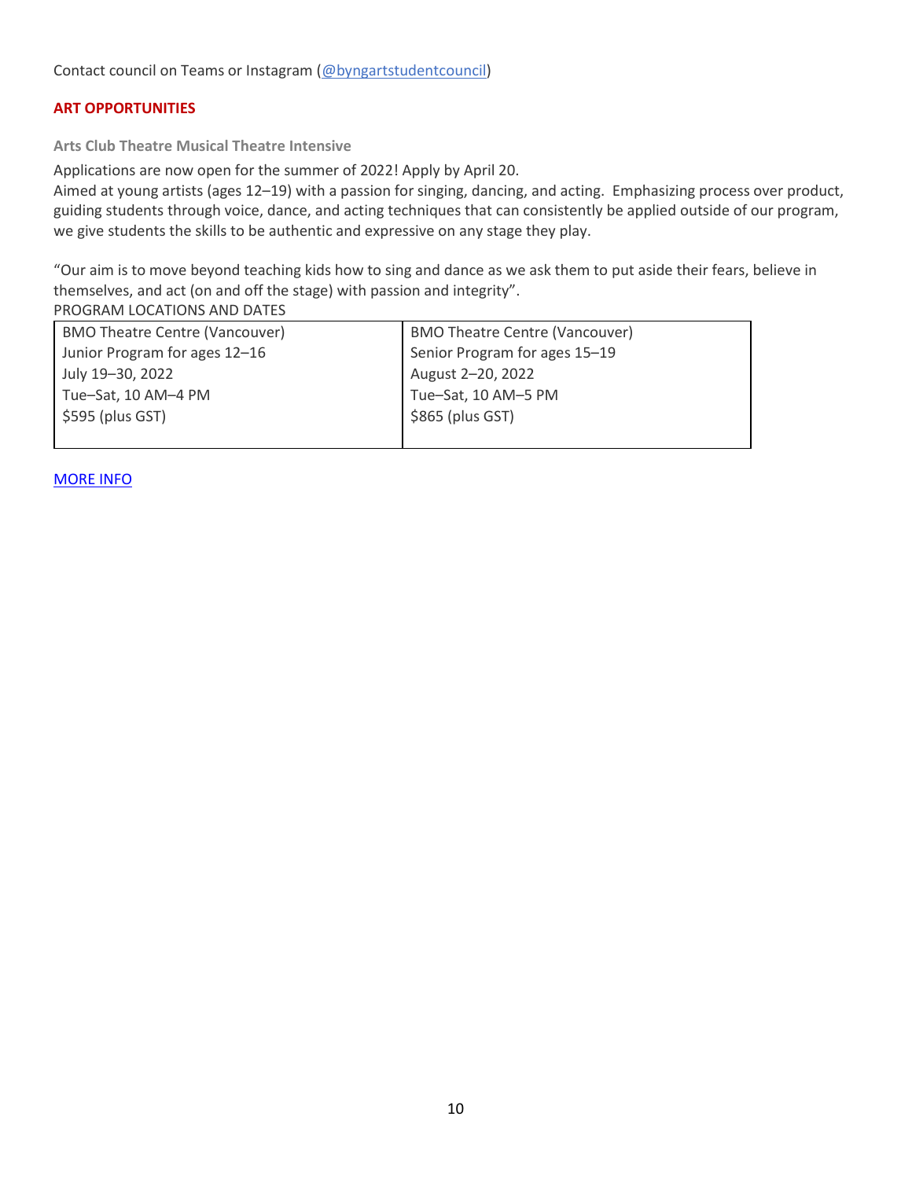Contact council on Teams or Instagram (@byngartstudentcouncil)

## ART OPPORTUNITIES

### Arts Club Theatre Musical Theatre Intensive

Applications are now open for the summer of 2022! Apply by April 20.
Aimed at young artists (ages 12–19) with a passion for singing, dancing, and acting. Emphasizing process over product, guiding students through voice, dance, and acting techniques that can consistently be applied outside of our program, we give students the skills to be authentic and expressive on any stage they play.

"Our aim is to move beyond teaching kids how to sing and dance as we ask them to put aside their fears, believe in themselves, and act (on and off the stage) with passion and integrity".

PROGRAM LOCATIONS AND DATES

| | |
|---|---|
| BMO Theatre Centre (Vancouver)<br>Junior Program for ages 12–16<br>July 19–30, 2022<br>Tue–Sat, 10 AM–4 PM<br>$595 (plus GST) | BMO Theatre Centre (Vancouver)<br>Senior Program for ages 15–19<br>August 2–20, 2022<br>Tue–Sat, 10 AM–5 PM<br>$865 (plus GST) |

MORE INFO